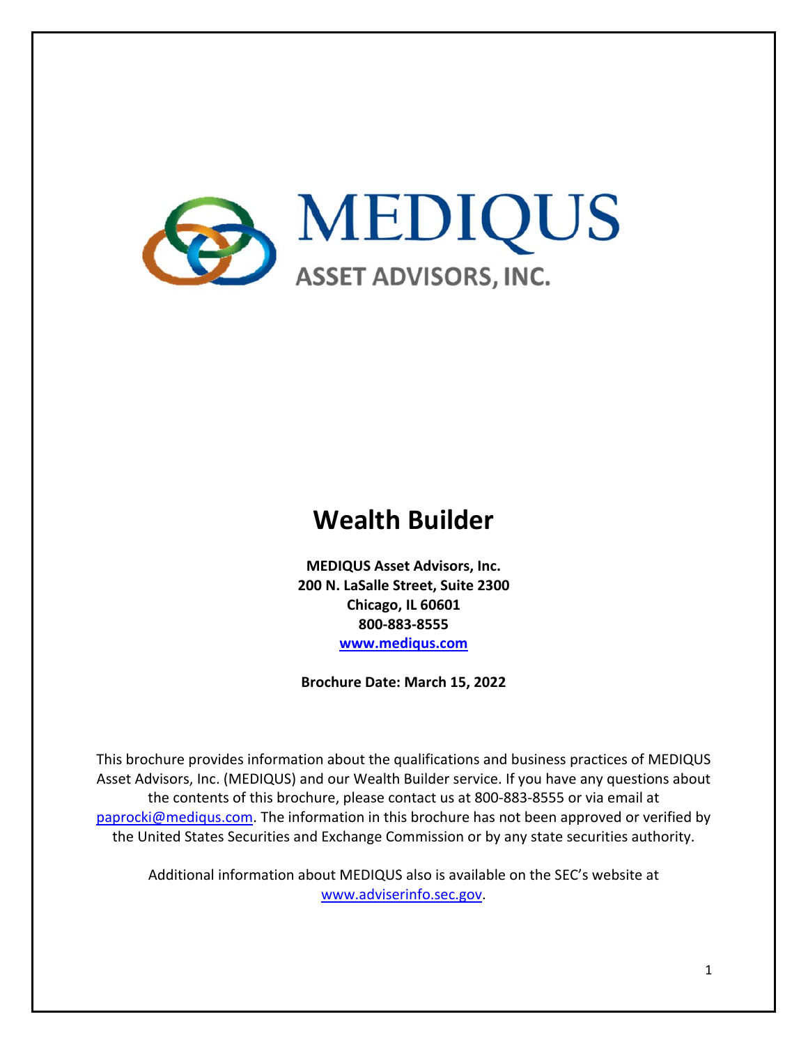# MEDIQUS

ASSET ADVISORS, INC.

# Wealth Builder

**MEDIQUS Asset Advisors, Inc.**
**200 N. LaSalle Street, Suite 2300**
**Chicago, IL 60601**
**800-883-8555**
**www.mediqus.com**

**Brochure Date: March 15, 2022**

This brochure provides information about the qualifications and business practices of MEDIQUS Asset Advisors, Inc. (MEDIQUS) and our Wealth Builder service. If you have any questions about the contents of this brochure, please contact us at 800-883-8555 or via email at paprocki@mediqus.com. The information in this brochure has not been approved or verified by the United States Securities and Exchange Commission or by any state securities authority.

Additional information about MEDIQUS also is available on the SEC's website at www.adviserinfo.sec.gov.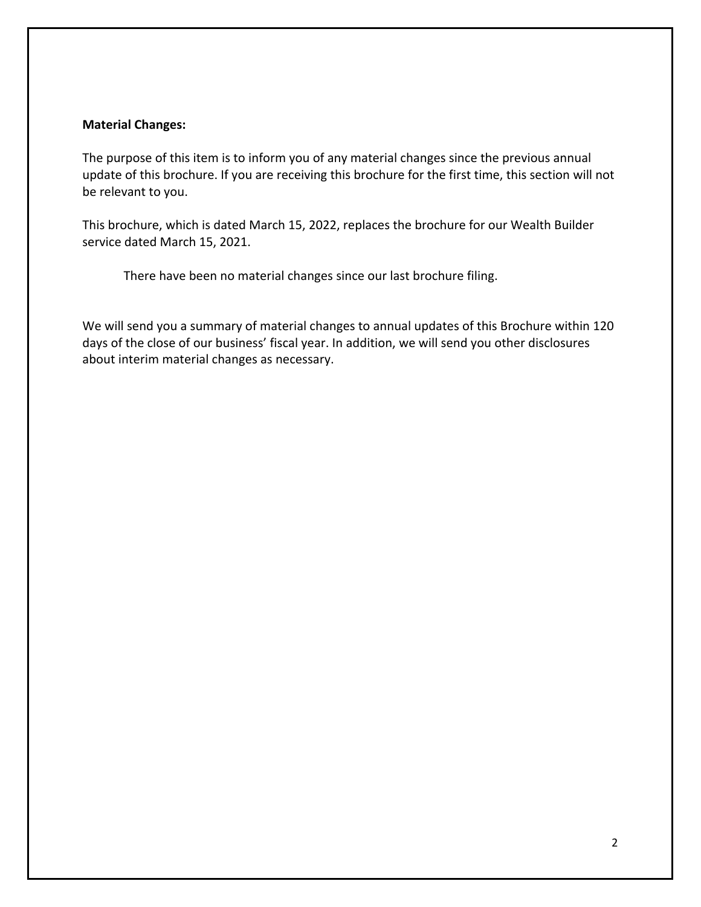**Material Changes:**

The purpose of this item is to inform you of any material changes since the previous annual update of this brochure. If you are receiving this brochure for the first time, this section will not be relevant to you.

This brochure, which is dated March 15, 2022, replaces the brochure for our Wealth Builder service dated March 15, 2021.

There have been no material changes since our last brochure filing.

We will send you a summary of material changes to annual updates of this Brochure within 120 days of the close of our business' fiscal year. In addition, we will send you other disclosures about interim material changes as necessary.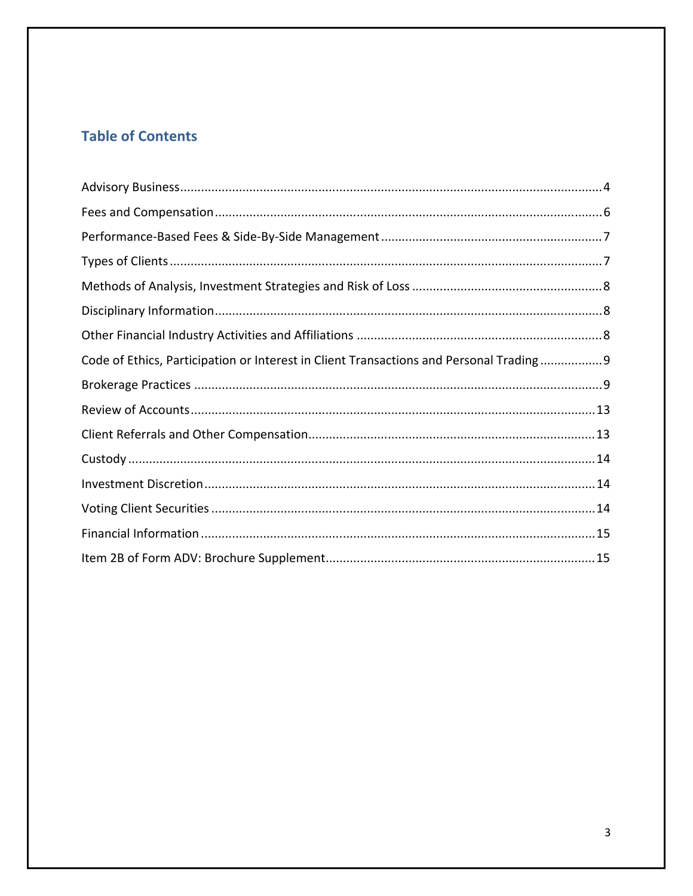## Table of Contents

Advisory Business ........................................................................................................................4

Fees and Compensation ...............................................................................................................6

Performance-Based Fees & Side-By-Side Management ...............................................................7

Types of Clients ............................................................................................................................7

Methods of Analysis, Investment Strategies and Risk of Loss ......................................................8

Disciplinary Information ...............................................................................................................8

Other Financial Industry Activities and Affiliations ......................................................................8

Code of Ethics, Participation or Interest in Client Transactions and Personal Trading .................9

Brokerage Practices .....................................................................................................................9

Review of Accounts ....................................................................................................................13

Client Referrals and Other Compensation..................................................................................13

Custody ......................................................................................................................................14

Investment Discretion ................................................................................................................14

Voting Client Securities ..............................................................................................................14

Financial Information .................................................................................................................15

Item 2B of Form ADV: Brochure Supplement.............................................................................15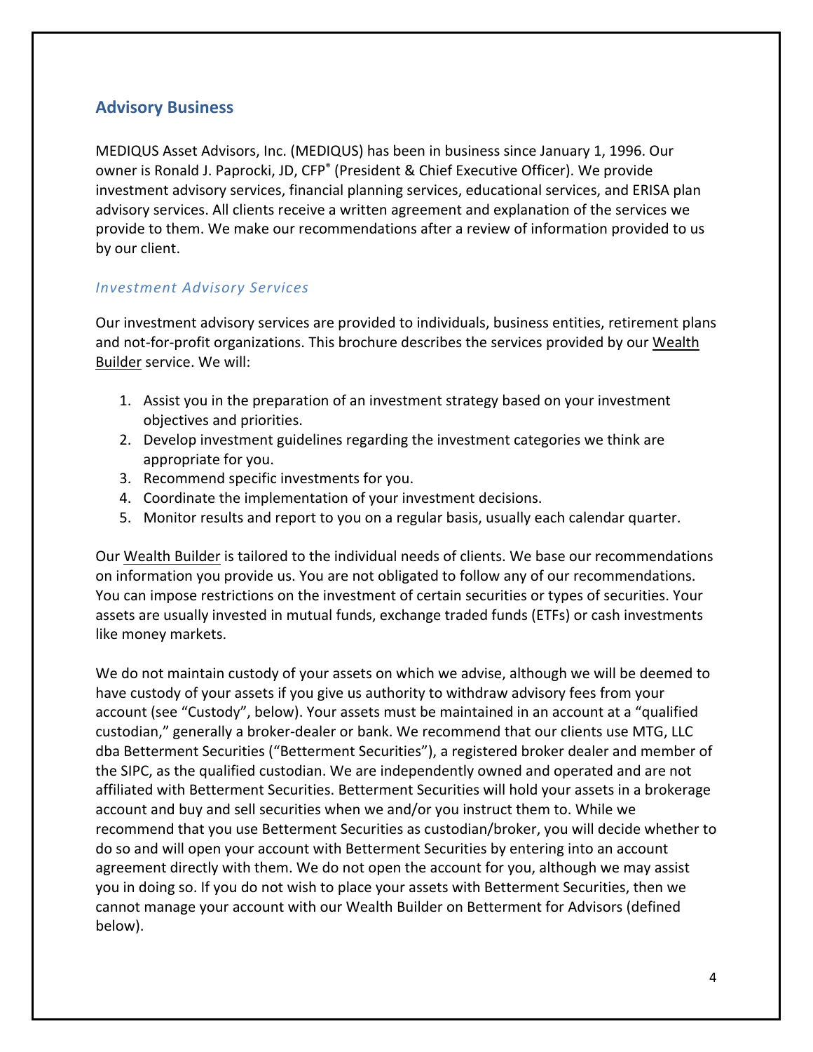## Advisory Business

MEDIQUS Asset Advisors, Inc. (MEDIQUS) has been in business since January 1, 1996. Our owner is Ronald J. Paprocki, JD, CFP® (President & Chief Executive Officer). We provide investment advisory services, financial planning services, educational services, and ERISA plan advisory services. All clients receive a written agreement and explanation of the services we provide to them. We make our recommendations after a review of information provided to us by our client.

### *Investment Advisory Services*

Our investment advisory services are provided to individuals, business entities, retirement plans and not-for-profit organizations. This brochure describes the services provided by our Wealth Builder service. We will:

1. Assist you in the preparation of an investment strategy based on your investment objectives and priorities.
2. Develop investment guidelines regarding the investment categories we think are appropriate for you.
3. Recommend specific investments for you.
4. Coordinate the implementation of your investment decisions.
5. Monitor results and report to you on a regular basis, usually each calendar quarter.

Our Wealth Builder is tailored to the individual needs of clients. We base our recommendations on information you provide us. You are not obligated to follow any of our recommendations. You can impose restrictions on the investment of certain securities or types of securities. Your assets are usually invested in mutual funds, exchange traded funds (ETFs) or cash investments like money markets.

We do not maintain custody of your assets on which we advise, although we will be deemed to have custody of your assets if you give us authority to withdraw advisory fees from your account (see "Custody", below). Your assets must be maintained in an account at a "qualified custodian," generally a broker-dealer or bank. We recommend that our clients use MTG, LLC dba Betterment Securities ("Betterment Securities"), a registered broker dealer and member of the SIPC, as the qualified custodian. We are independently owned and operated and are not affiliated with Betterment Securities. Betterment Securities will hold your assets in a brokerage account and buy and sell securities when we and/or you instruct them to. While we recommend that you use Betterment Securities as custodian/broker, you will decide whether to do so and will open your account with Betterment Securities by entering into an account agreement directly with them. We do not open the account for you, although we may assist you in doing so. If you do not wish to place your assets with Betterment Securities, then we cannot manage your account with our Wealth Builder on Betterment for Advisors (defined below).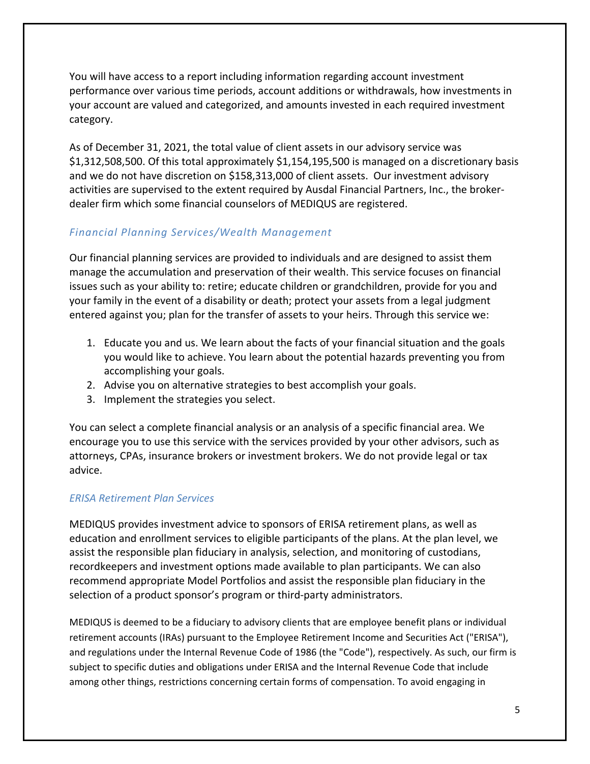You will have access to a report including information regarding account investment performance over various time periods, account additions or withdrawals, how investments in your account are valued and categorized, and amounts invested in each required investment category.

As of December 31, 2021, the total value of client assets in our advisory service was $1,312,508,500. Of this total approximately $1,154,195,500 is managed on a discretionary basis and we do not have discretion on $158,313,000 of client assets. Our investment advisory activities are supervised to the extent required by Ausdal Financial Partners, Inc., the broker-dealer firm which some financial counselors of MEDIQUS are registered.

### *Financial Planning Services/Wealth Management*

Our financial planning services are provided to individuals and are designed to assist them manage the accumulation and preservation of their wealth. This service focuses on financial issues such as your ability to: retire; educate children or grandchildren, provide for you and your family in the event of a disability or death; protect your assets from a legal judgment entered against you; plan for the transfer of assets to your heirs. Through this service we:

1. Educate you and us. We learn about the facts of your financial situation and the goals you would like to achieve. You learn about the potential hazards preventing you from accomplishing your goals.
2. Advise you on alternative strategies to best accomplish your goals.
3. Implement the strategies you select.

You can select a complete financial analysis or an analysis of a specific financial area. We encourage you to use this service with the services provided by your other advisors, such as attorneys, CPAs, insurance brokers or investment brokers. We do not provide legal or tax advice.

### *ERISA Retirement Plan Services*

MEDIQUS provides investment advice to sponsors of ERISA retirement plans, as well as education and enrollment services to eligible participants of the plans. At the plan level, we assist the responsible plan fiduciary in analysis, selection, and monitoring of custodians, recordkeepers and investment options made available to plan participants. We can also recommend appropriate Model Portfolios and assist the responsible plan fiduciary in the selection of a product sponsor's program or third-party administrators.

MEDIQUS is deemed to be a fiduciary to advisory clients that are employee benefit plans or individual retirement accounts (IRAs) pursuant to the Employee Retirement Income and Securities Act ("ERISA"), and regulations under the Internal Revenue Code of 1986 (the "Code"), respectively. As such, our firm is subject to specific duties and obligations under ERISA and the Internal Revenue Code that include among other things, restrictions concerning certain forms of compensation. To avoid engaging in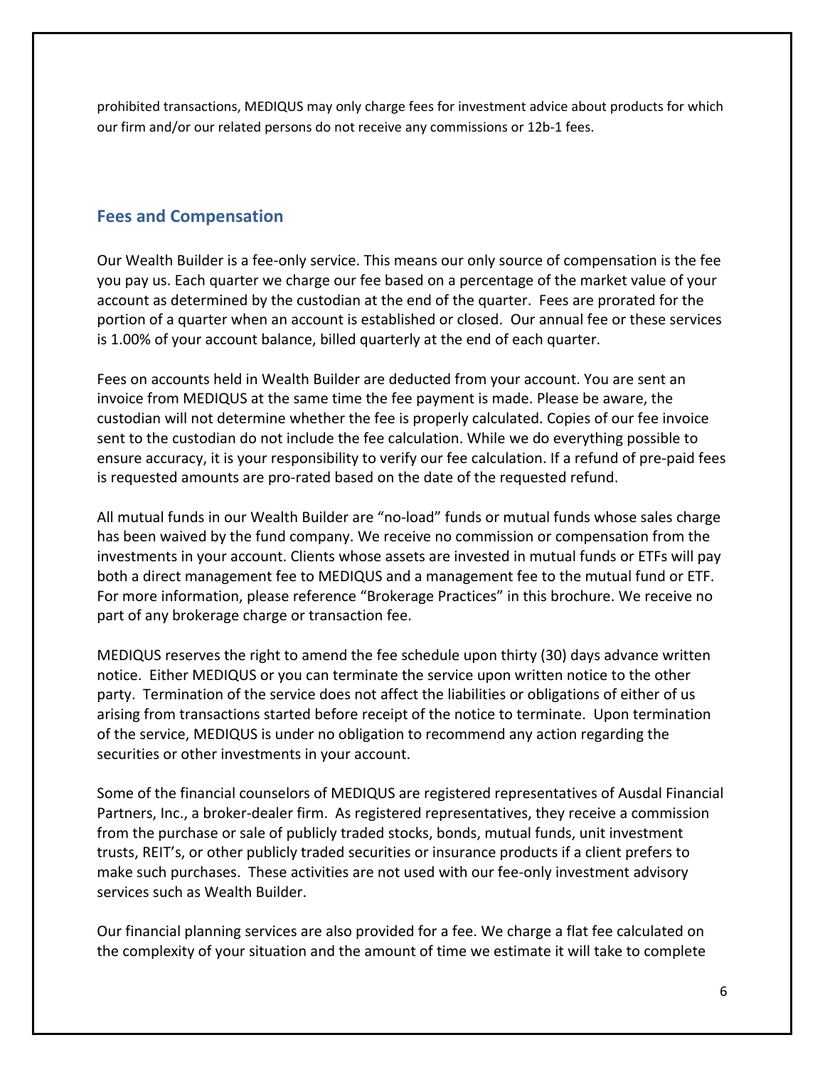prohibited transactions, MEDIQUS may only charge fees for investment advice about products for which our firm and/or our related persons do not receive any commissions or 12b-1 fees.

## Fees and Compensation

Our Wealth Builder is a fee-only service. This means our only source of compensation is the fee you pay us. Each quarter we charge our fee based on a percentage of the market value of your account as determined by the custodian at the end of the quarter. Fees are prorated for the portion of a quarter when an account is established or closed. Our annual fee or these services is 1.00% of your account balance, billed quarterly at the end of each quarter.

Fees on accounts held in Wealth Builder are deducted from your account. You are sent an invoice from MEDIQUS at the same time the fee payment is made. Please be aware, the custodian will not determine whether the fee is properly calculated. Copies of our fee invoice sent to the custodian do not include the fee calculation. While we do everything possible to ensure accuracy, it is your responsibility to verify our fee calculation. If a refund of pre-paid fees is requested amounts are pro-rated based on the date of the requested refund.

All mutual funds in our Wealth Builder are "no-load" funds or mutual funds whose sales charge has been waived by the fund company. We receive no commission or compensation from the investments in your account. Clients whose assets are invested in mutual funds or ETFs will pay both a direct management fee to MEDIQUS and a management fee to the mutual fund or ETF. For more information, please reference "Brokerage Practices" in this brochure. We receive no part of any brokerage charge or transaction fee.

MEDIQUS reserves the right to amend the fee schedule upon thirty (30) days advance written notice. Either MEDIQUS or you can terminate the service upon written notice to the other party. Termination of the service does not affect the liabilities or obligations of either of us arising from transactions started before receipt of the notice to terminate. Upon termination of the service, MEDIQUS is under no obligation to recommend any action regarding the securities or other investments in your account.

Some of the financial counselors of MEDIQUS are registered representatives of Ausdal Financial Partners, Inc., a broker-dealer firm. As registered representatives, they receive a commission from the purchase or sale of publicly traded stocks, bonds, mutual funds, unit investment trusts, REIT's, or other publicly traded securities or insurance products if a client prefers to make such purchases. These activities are not used with our fee-only investment advisory services such as Wealth Builder.

Our financial planning services are also provided for a fee. We charge a flat fee calculated on the complexity of your situation and the amount of time we estimate it will take to complete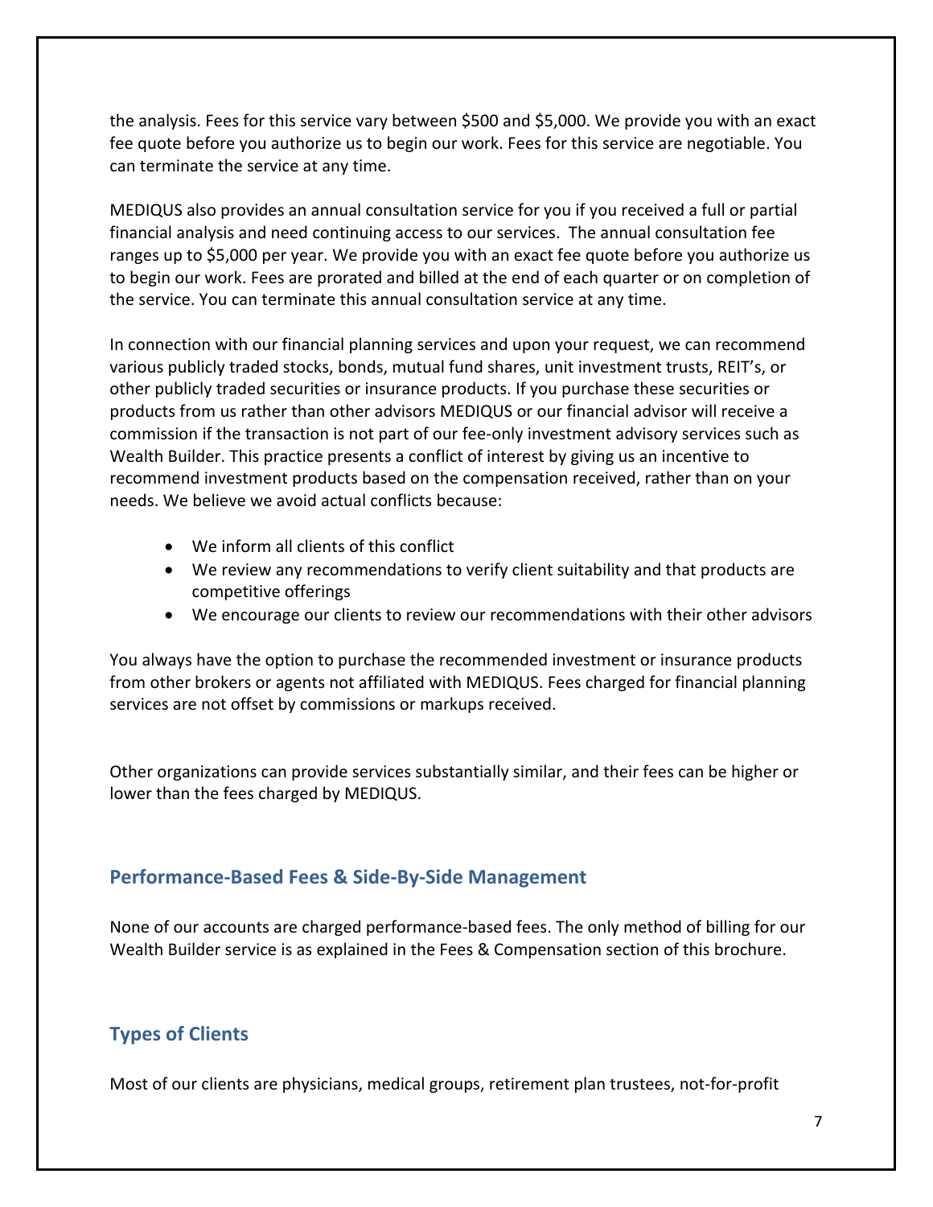the analysis. Fees for this service vary between $500 and $5,000. We provide you with an exact fee quote before you authorize us to begin our work. Fees for this service are negotiable. You can terminate the service at any time.

MEDIQUS also provides an annual consultation service for you if you received a full or partial financial analysis and need continuing access to our services. The annual consultation fee ranges up to $5,000 per year. We provide you with an exact fee quote before you authorize us to begin our work. Fees are prorated and billed at the end of each quarter or on completion of the service. You can terminate this annual consultation service at any time.

In connection with our financial planning services and upon your request, we can recommend various publicly traded stocks, bonds, mutual fund shares, unit investment trusts, REIT's, or other publicly traded securities or insurance products. If you purchase these securities or products from us rather than other advisors MEDIQUS or our financial advisor will receive a commission if the transaction is not part of our fee-only investment advisory services such as Wealth Builder. This practice presents a conflict of interest by giving us an incentive to recommend investment products based on the compensation received, rather than on your needs. We believe we avoid actual conflicts because:

- We inform all clients of this conflict
- We review any recommendations to verify client suitability and that products are competitive offerings
- We encourage our clients to review our recommendations with their other advisors

You always have the option to purchase the recommended investment or insurance products from other brokers or agents not affiliated with MEDIQUS. Fees charged for financial planning services are not offset by commissions or markups received.

Other organizations can provide services substantially similar, and their fees can be higher or lower than the fees charged by MEDIQUS.

## Performance-Based Fees & Side-By-Side Management

None of our accounts are charged performance-based fees. The only method of billing for our Wealth Builder service is as explained in the Fees & Compensation section of this brochure.

## Types of Clients

Most of our clients are physicians, medical groups, retirement plan trustees, not-for-profit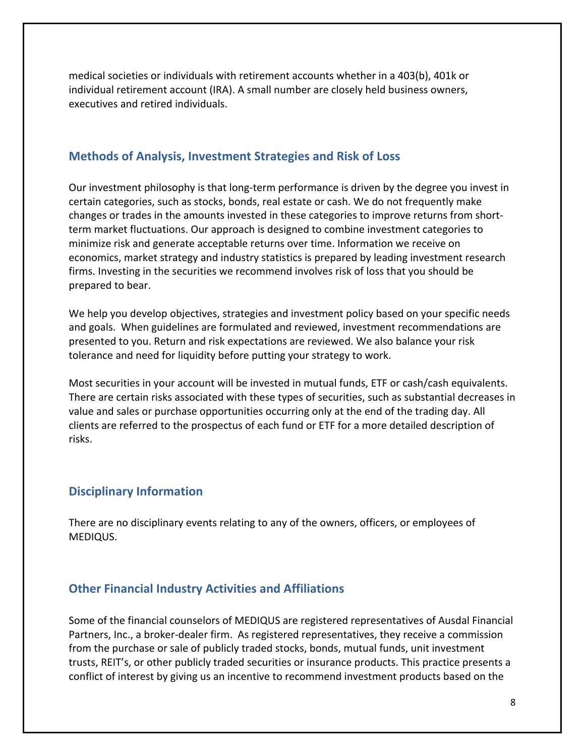medical societies or individuals with retirement accounts whether in a 403(b), 401k or individual retirement account (IRA). A small number are closely held business owners, executives and retired individuals.

## Methods of Analysis, Investment Strategies and Risk of Loss

Our investment philosophy is that long-term performance is driven by the degree you invest in certain categories, such as stocks, bonds, real estate or cash. We do not frequently make changes or trades in the amounts invested in these categories to improve returns from short-term market fluctuations. Our approach is designed to combine investment categories to minimize risk and generate acceptable returns over time. Information we receive on economics, market strategy and industry statistics is prepared by leading investment research firms. Investing in the securities we recommend involves risk of loss that you should be prepared to bear.

We help you develop objectives, strategies and investment policy based on your specific needs and goals. When guidelines are formulated and reviewed, investment recommendations are presented to you. Return and risk expectations are reviewed. We also balance your risk tolerance and need for liquidity before putting your strategy to work.

Most securities in your account will be invested in mutual funds, ETF or cash/cash equivalents. There are certain risks associated with these types of securities, such as substantial decreases in value and sales or purchase opportunities occurring only at the end of the trading day. All clients are referred to the prospectus of each fund or ETF for a more detailed description of risks.

## Disciplinary Information

There are no disciplinary events relating to any of the owners, officers, or employees of MEDIQUS.

## Other Financial Industry Activities and Affiliations

Some of the financial counselors of MEDIQUS are registered representatives of Ausdal Financial Partners, Inc., a broker-dealer firm. As registered representatives, they receive a commission from the purchase or sale of publicly traded stocks, bonds, mutual funds, unit investment trusts, REIT's, or other publicly traded securities or insurance products. This practice presents a conflict of interest by giving us an incentive to recommend investment products based on the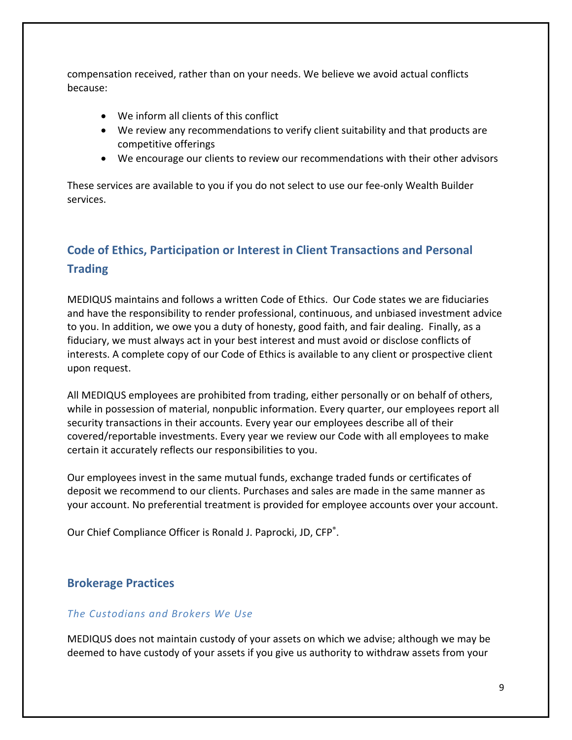compensation received, rather than on your needs. We believe we avoid actual conflicts because:

- We inform all clients of this conflict
- We review any recommendations to verify client suitability and that products are competitive offerings
- We encourage our clients to review our recommendations with their other advisors

These services are available to you if you do not select to use our fee-only Wealth Builder services.

## Code of Ethics, Participation or Interest in Client Transactions and Personal Trading

MEDIQUS maintains and follows a written Code of Ethics. Our Code states we are fiduciaries and have the responsibility to render professional, continuous, and unbiased investment advice to you. In addition, we owe you a duty of honesty, good faith, and fair dealing. Finally, as a fiduciary, we must always act in your best interest and must avoid or disclose conflicts of interests. A complete copy of our Code of Ethics is available to any client or prospective client upon request.

All MEDIQUS employees are prohibited from trading, either personally or on behalf of others, while in possession of material, nonpublic information. Every quarter, our employees report all security transactions in their accounts. Every year our employees describe all of their covered/reportable investments. Every year we review our Code with all employees to make certain it accurately reflects our responsibilities to you.

Our employees invest in the same mutual funds, exchange traded funds or certificates of deposit we recommend to our clients. Purchases and sales are made in the same manner as your account. No preferential treatment is provided for employee accounts over your account.

Our Chief Compliance Officer is Ronald J. Paprocki, JD, CFP®.

## Brokerage Practices

### *The Custodians and Brokers We Use*

MEDIQUS does not maintain custody of your assets on which we advise; although we may be deemed to have custody of your assets if you give us authority to withdraw assets from your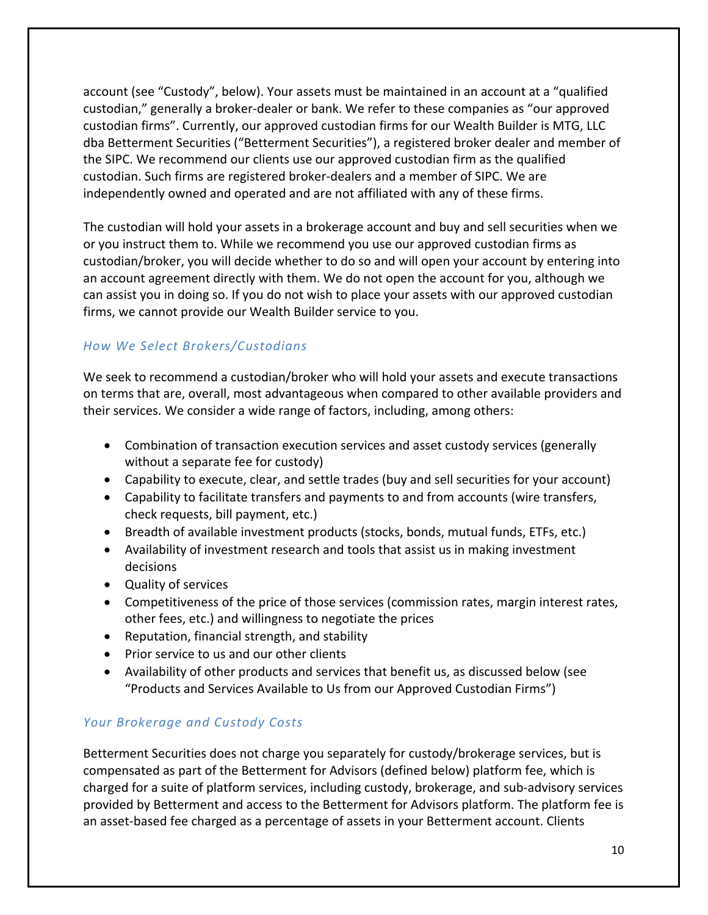account (see "Custody", below). Your assets must be maintained in an account at a "qualified custodian," generally a broker-dealer or bank. We refer to these companies as "our approved custodian firms". Currently, our approved custodian firms for our Wealth Builder is MTG, LLC dba Betterment Securities ("Betterment Securities"), a registered broker dealer and member of the SIPC. We recommend our clients use our approved custodian firm as the qualified custodian. Such firms are registered broker-dealers and a member of SIPC. We are independently owned and operated and are not affiliated with any of these firms.

The custodian will hold your assets in a brokerage account and buy and sell securities when we or you instruct them to. While we recommend you use our approved custodian firms as custodian/broker, you will decide whether to do so and will open your account by entering into an account agreement directly with them. We do not open the account for you, although we can assist you in doing so. If you do not wish to place your assets with our approved custodian firms, we cannot provide our Wealth Builder service to you.

### *How We Select Brokers/Custodians*

We seek to recommend a custodian/broker who will hold your assets and execute transactions on terms that are, overall, most advantageous when compared to other available providers and their services. We consider a wide range of factors, including, among others:

- Combination of transaction execution services and asset custody services (generally without a separate fee for custody)
- Capability to execute, clear, and settle trades (buy and sell securities for your account)
- Capability to facilitate transfers and payments to and from accounts (wire transfers, check requests, bill payment, etc.)
- Breadth of available investment products (stocks, bonds, mutual funds, ETFs, etc.)
- Availability of investment research and tools that assist us in making investment decisions
- Quality of services
- Competitiveness of the price of those services (commission rates, margin interest rates, other fees, etc.) and willingness to negotiate the prices
- Reputation, financial strength, and stability
- Prior service to us and our other clients
- Availability of other products and services that benefit us, as discussed below (see "Products and Services Available to Us from our Approved Custodian Firms")

### *Your Brokerage and Custody Costs*

Betterment Securities does not charge you separately for custody/brokerage services, but is compensated as part of the Betterment for Advisors (defined below) platform fee, which is charged for a suite of platform services, including custody, brokerage, and sub-advisory services provided by Betterment and access to the Betterment for Advisors platform. The platform fee is an asset-based fee charged as a percentage of assets in your Betterment account. Clients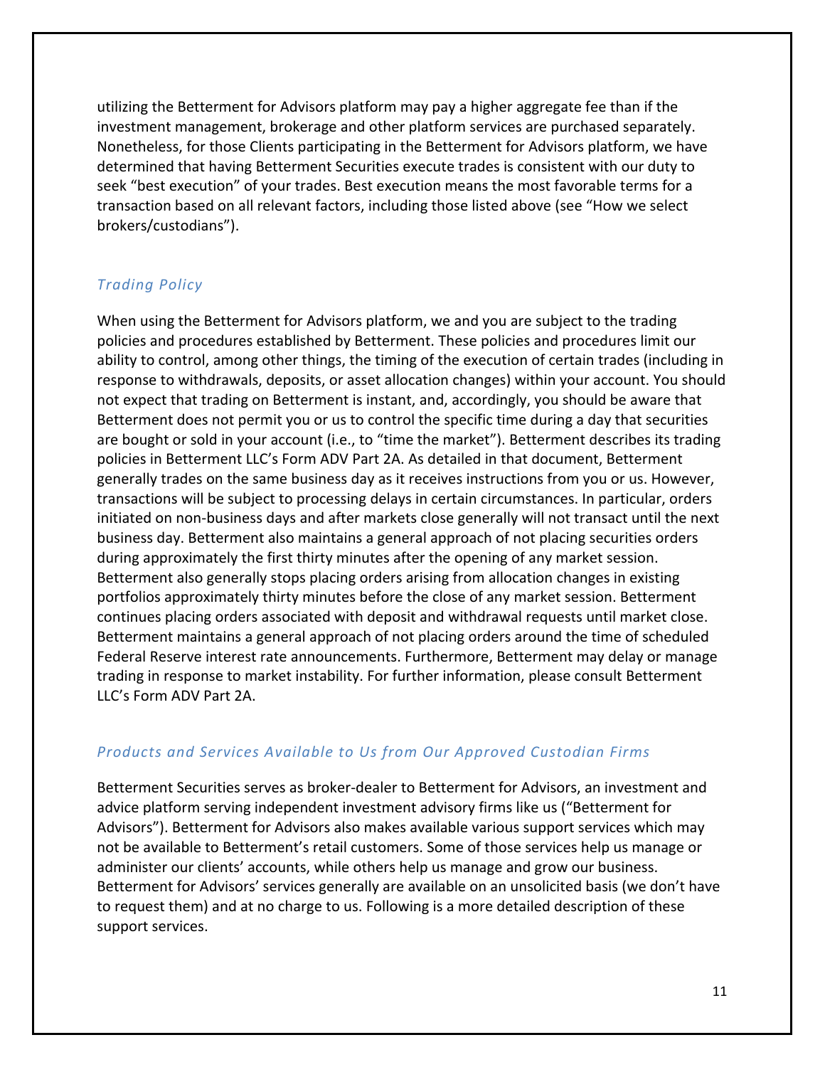utilizing the Betterment for Advisors platform may pay a higher aggregate fee than if the investment management, brokerage and other platform services are purchased separately. Nonetheless, for those Clients participating in the Betterment for Advisors platform, we have determined that having Betterment Securities execute trades is consistent with our duty to seek "best execution" of your trades. Best execution means the most favorable terms for a transaction based on all relevant factors, including those listed above (see "How we select brokers/custodians").

### *Trading Policy*

When using the Betterment for Advisors platform, we and you are subject to the trading policies and procedures established by Betterment. These policies and procedures limit our ability to control, among other things, the timing of the execution of certain trades (including in response to withdrawals, deposits, or asset allocation changes) within your account. You should not expect that trading on Betterment is instant, and, accordingly, you should be aware that Betterment does not permit you or us to control the specific time during a day that securities are bought or sold in your account (i.e., to "time the market"). Betterment describes its trading policies in Betterment LLC's Form ADV Part 2A. As detailed in that document, Betterment generally trades on the same business day as it receives instructions from you or us. However, transactions will be subject to processing delays in certain circumstances. In particular, orders initiated on non-business days and after markets close generally will not transact until the next business day. Betterment also maintains a general approach of not placing securities orders during approximately the first thirty minutes after the opening of any market session. Betterment also generally stops placing orders arising from allocation changes in existing portfolios approximately thirty minutes before the close of any market session. Betterment continues placing orders associated with deposit and withdrawal requests until market close. Betterment maintains a general approach of not placing orders around the time of scheduled Federal Reserve interest rate announcements. Furthermore, Betterment may delay or manage trading in response to market instability. For further information, please consult Betterment LLC's Form ADV Part 2A.

### *Products and Services Available to Us from Our Approved Custodian Firms*

Betterment Securities serves as broker-dealer to Betterment for Advisors, an investment and advice platform serving independent investment advisory firms like us ("Betterment for Advisors"). Betterment for Advisors also makes available various support services which may not be available to Betterment's retail customers. Some of those services help us manage or administer our clients' accounts, while others help us manage and grow our business. Betterment for Advisors' services generally are available on an unsolicited basis (we don't have to request them) and at no charge to us. Following is a more detailed description of these support services.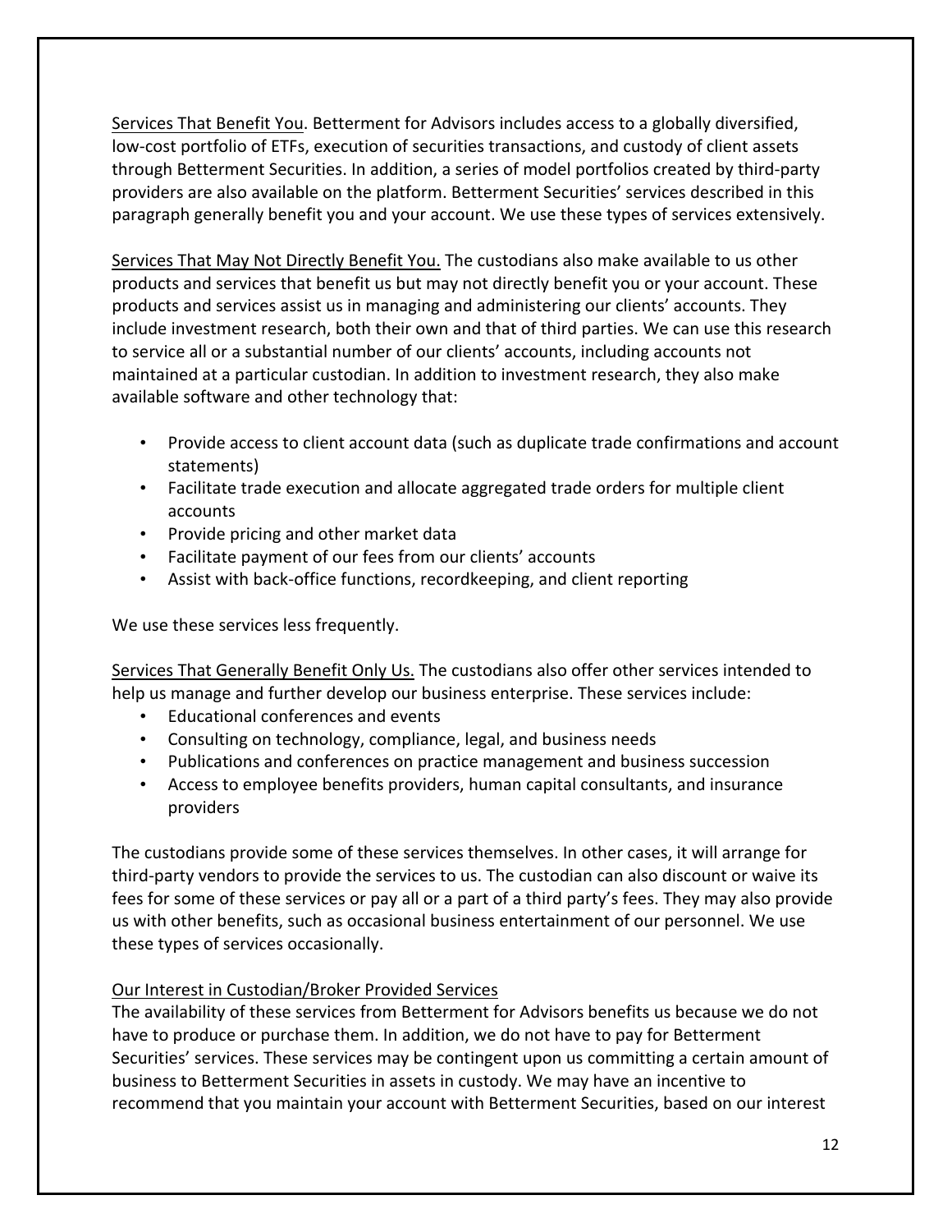Services That Benefit You. Betterment for Advisors includes access to a globally diversified, low-cost portfolio of ETFs, execution of securities transactions, and custody of client assets through Betterment Securities. In addition, a series of model portfolios created by third-party providers are also available on the platform. Betterment Securities' services described in this paragraph generally benefit you and your account. We use these types of services extensively.

Services That May Not Directly Benefit You. The custodians also make available to us other products and services that benefit us but may not directly benefit you or your account. These products and services assist us in managing and administering our clients' accounts. They include investment research, both their own and that of third parties. We can use this research to service all or a substantial number of our clients' accounts, including accounts not maintained at a particular custodian. In addition to investment research, they also make available software and other technology that:

- Provide access to client account data (such as duplicate trade confirmations and account statements)
- Facilitate trade execution and allocate aggregated trade orders for multiple client accounts
- Provide pricing and other market data
- Facilitate payment of our fees from our clients' accounts
- Assist with back-office functions, recordkeeping, and client reporting

We use these services less frequently.

Services That Generally Benefit Only Us. The custodians also offer other services intended to help us manage and further develop our business enterprise. These services include:

- Educational conferences and events
- Consulting on technology, compliance, legal, and business needs
- Publications and conferences on practice management and business succession
- Access to employee benefits providers, human capital consultants, and insurance providers

The custodians provide some of these services themselves. In other cases, it will arrange for third-party vendors to provide the services to us. The custodian can also discount or waive its fees for some of these services or pay all or a part of a third party's fees. They may also provide us with other benefits, such as occasional business entertainment of our personnel. We use these types of services occasionally.

Our Interest in Custodian/Broker Provided Services

The availability of these services from Betterment for Advisors benefits us because we do not have to produce or purchase them. In addition, we do not have to pay for Betterment Securities' services. These services may be contingent upon us committing a certain amount of business to Betterment Securities in assets in custody. We may have an incentive to recommend that you maintain your account with Betterment Securities, based on our interest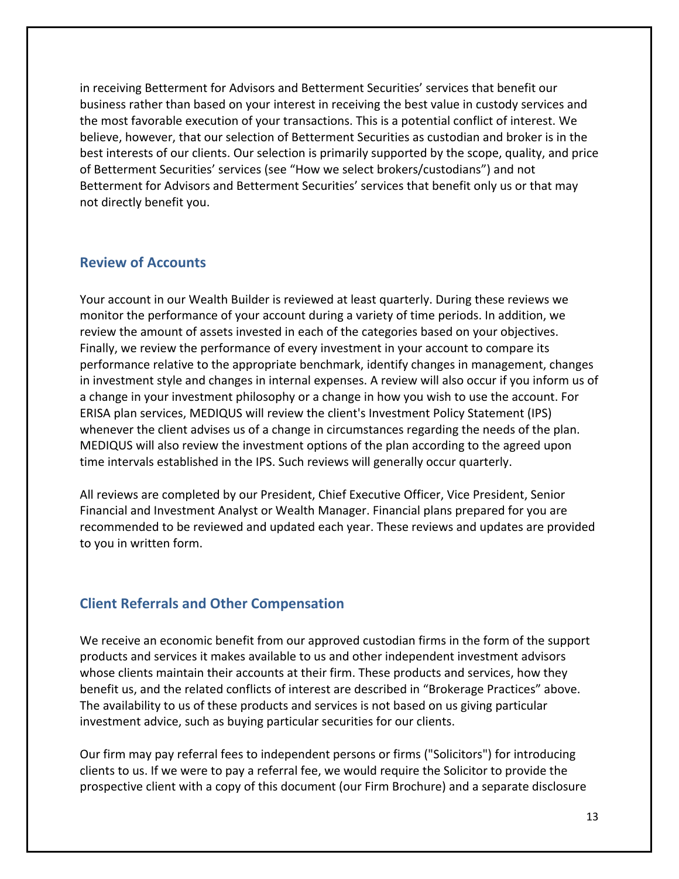in receiving Betterment for Advisors and Betterment Securities' services that benefit our business rather than based on your interest in receiving the best value in custody services and the most favorable execution of your transactions. This is a potential conflict of interest. We believe, however, that our selection of Betterment Securities as custodian and broker is in the best interests of our clients. Our selection is primarily supported by the scope, quality, and price of Betterment Securities' services (see "How we select brokers/custodians") and not Betterment for Advisors and Betterment Securities' services that benefit only us or that may not directly benefit you.

## Review of Accounts

Your account in our Wealth Builder is reviewed at least quarterly. During these reviews we monitor the performance of your account during a variety of time periods. In addition, we review the amount of assets invested in each of the categories based on your objectives. Finally, we review the performance of every investment in your account to compare its performance relative to the appropriate benchmark, identify changes in management, changes in investment style and changes in internal expenses. A review will also occur if you inform us of a change in your investment philosophy or a change in how you wish to use the account. For ERISA plan services, MEDIQUS will review the client's Investment Policy Statement (IPS) whenever the client advises us of a change in circumstances regarding the needs of the plan. MEDIQUS will also review the investment options of the plan according to the agreed upon time intervals established in the IPS. Such reviews will generally occur quarterly.

All reviews are completed by our President, Chief Executive Officer, Vice President, Senior Financial and Investment Analyst or Wealth Manager. Financial plans prepared for you are recommended to be reviewed and updated each year. These reviews and updates are provided to you in written form.

## Client Referrals and Other Compensation

We receive an economic benefit from our approved custodian firms in the form of the support products and services it makes available to us and other independent investment advisors whose clients maintain their accounts at their firm. These products and services, how they benefit us, and the related conflicts of interest are described in "Brokerage Practices" above. The availability to us of these products and services is not based on us giving particular investment advice, such as buying particular securities for our clients.

Our firm may pay referral fees to independent persons or firms ("Solicitors") for introducing clients to us. If we were to pay a referral fee, we would require the Solicitor to provide the prospective client with a copy of this document (our Firm Brochure) and a separate disclosure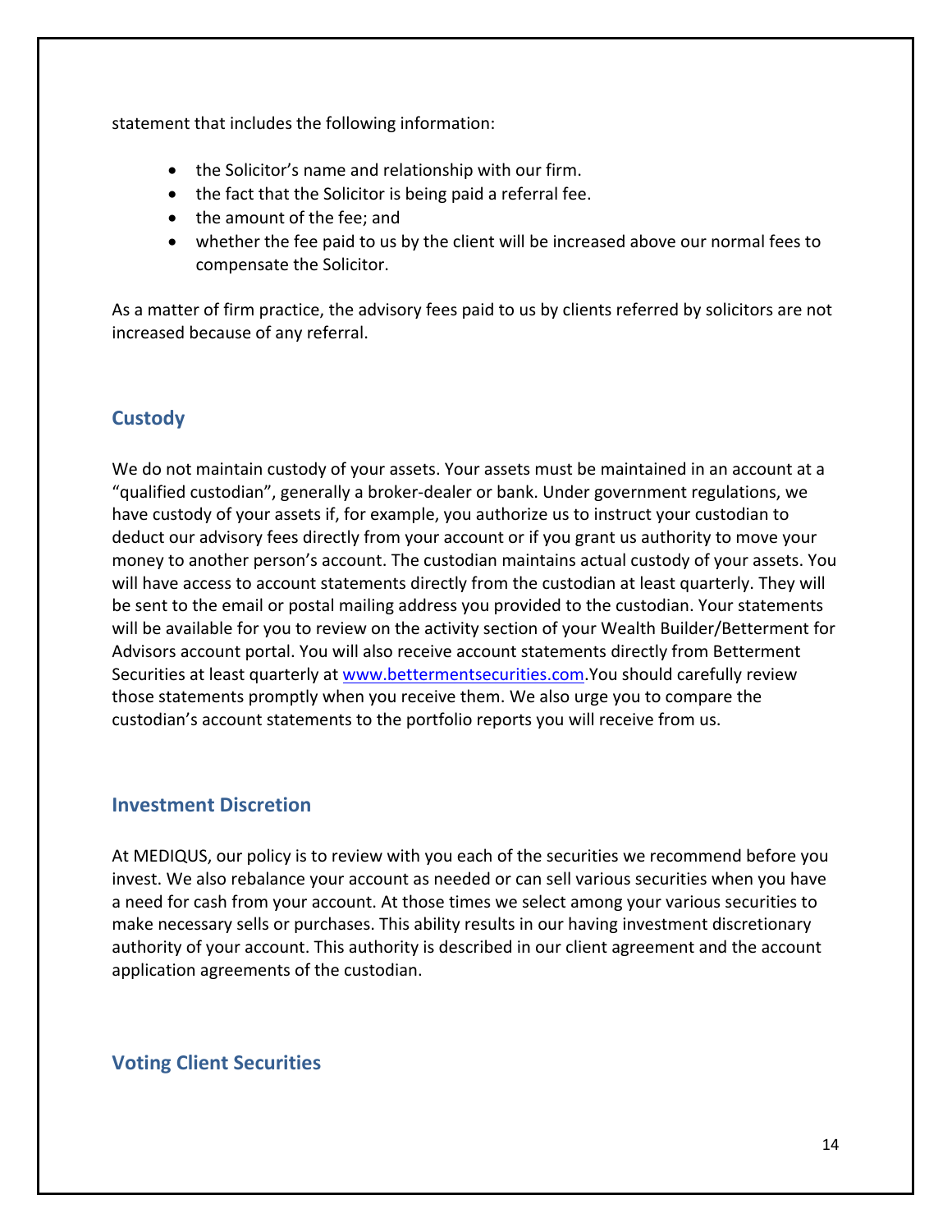statement that includes the following information:

- the Solicitor's name and relationship with our firm.
- the fact that the Solicitor is being paid a referral fee.
- the amount of the fee; and
- whether the fee paid to us by the client will be increased above our normal fees to compensate the Solicitor.

As a matter of firm practice, the advisory fees paid to us by clients referred by solicitors are not increased because of any referral.

## Custody

We do not maintain custody of your assets. Your assets must be maintained in an account at a "qualified custodian", generally a broker-dealer or bank. Under government regulations, we have custody of your assets if, for example, you authorize us to instruct your custodian to deduct our advisory fees directly from your account or if you grant us authority to move your money to another person's account. The custodian maintains actual custody of your assets. You will have access to account statements directly from the custodian at least quarterly. They will be sent to the email or postal mailing address you provided to the custodian. Your statements will be available for you to review on the activity section of your Wealth Builder/Betterment for Advisors account portal. You will also receive account statements directly from Betterment Securities at least quarterly at www.bettermentsecurities.com.You should carefully review those statements promptly when you receive them. We also urge you to compare the custodian's account statements to the portfolio reports you will receive from us.

## Investment Discretion

At MEDIQUS, our policy is to review with you each of the securities we recommend before you invest. We also rebalance your account as needed or can sell various securities when you have a need for cash from your account. At those times we select among your various securities to make necessary sells or purchases. This ability results in our having investment discretionary authority of your account. This authority is described in our client agreement and the account application agreements of the custodian.

## Voting Client Securities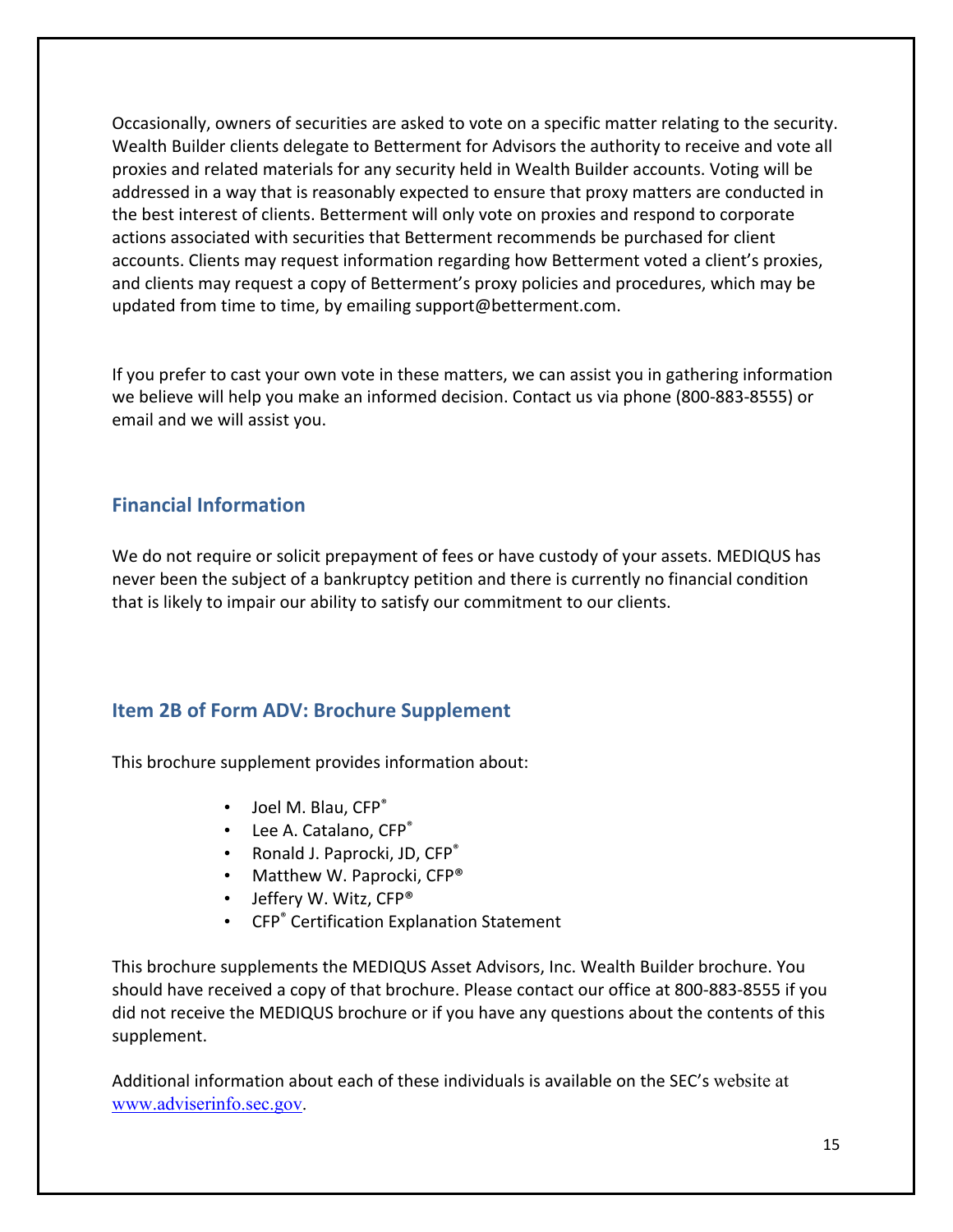Occasionally, owners of securities are asked to vote on a specific matter relating to the security. Wealth Builder clients delegate to Betterment for Advisors the authority to receive and vote all proxies and related materials for any security held in Wealth Builder accounts. Voting will be addressed in a way that is reasonably expected to ensure that proxy matters are conducted in the best interest of clients. Betterment will only vote on proxies and respond to corporate actions associated with securities that Betterment recommends be purchased for client accounts. Clients may request information regarding how Betterment voted a client's proxies, and clients may request a copy of Betterment's proxy policies and procedures, which may be updated from time to time, by emailing support@betterment.com.

If you prefer to cast your own vote in these matters, we can assist you in gathering information we believe will help you make an informed decision. Contact us via phone (800-883-8555) or email and we will assist you.

## Financial Information

We do not require or solicit prepayment of fees or have custody of your assets. MEDIQUS has never been the subject of a bankruptcy petition and there is currently no financial condition that is likely to impair our ability to satisfy our commitment to our clients.

## Item 2B of Form ADV: Brochure Supplement

This brochure supplement provides information about:

- Joel M. Blau, CFP®
- Lee A. Catalano, CFP®
- Ronald J. Paprocki, JD, CFP®
- Matthew W. Paprocki, CFP®
- Jeffery W. Witz, CFP®
- CFP® Certification Explanation Statement

This brochure supplements the MEDIQUS Asset Advisors, Inc. Wealth Builder brochure. You should have received a copy of that brochure. Please contact our office at 800-883-8555 if you did not receive the MEDIQUS brochure or if you have any questions about the contents of this supplement.

Additional information about each of these individuals is available on the SEC's website at www.adviserinfo.sec.gov.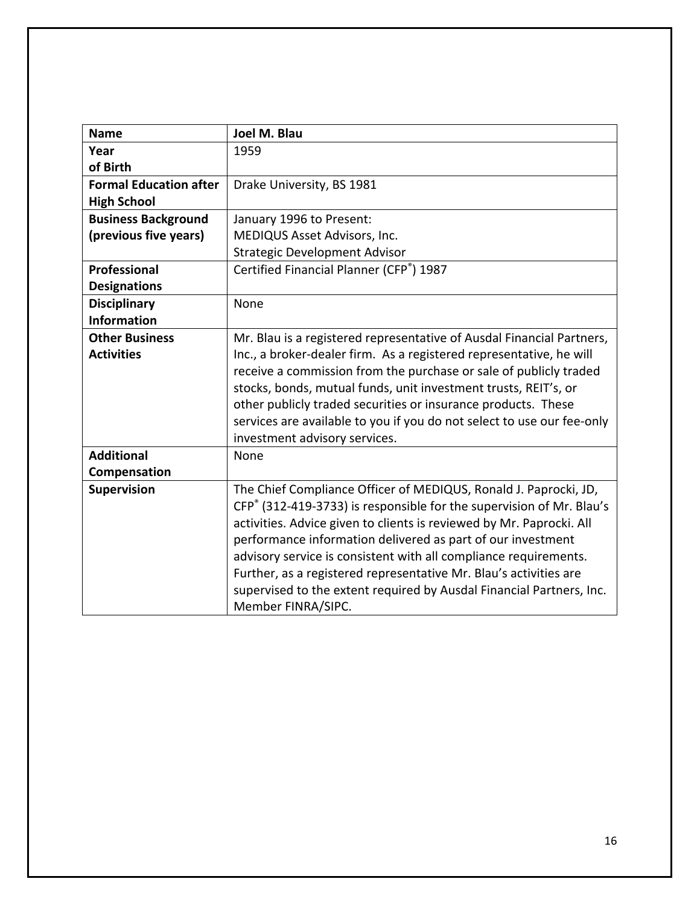| **Name** | **Joel M. Blau** |
|---|---|
| **Year of Birth** | 1959 |
| **Formal Education after High School** | Drake University, BS 1981 |
| **Business Background (previous five years)** | January 1996 to Present:<br>MEDIQUS Asset Advisors, Inc.<br>Strategic Development Advisor |
| **Professional Designations** | Certified Financial Planner (CFP®) 1987 |
| **Disciplinary Information** | None |
| **Other Business Activities** | Mr. Blau is a registered representative of Ausdal Financial Partners, Inc., a broker-dealer firm. As a registered representative, he will receive a commission from the purchase or sale of publicly traded stocks, bonds, mutual funds, unit investment trusts, REIT's, or other publicly traded securities or insurance products. These services are available to you if you do not select to use our fee-only investment advisory services. |
| **Additional Compensation** | None |
| **Supervision** | The Chief Compliance Officer of MEDIQUS, Ronald J. Paprocki, JD, CFP® (312-419-3733) is responsible for the supervision of Mr. Blau's activities. Advice given to clients is reviewed by Mr. Paprocki. All performance information delivered as part of our investment advisory service is consistent with all compliance requirements. Further, as a registered representative Mr. Blau's activities are supervised to the extent required by Ausdal Financial Partners, Inc. Member FINRA/SIPC. |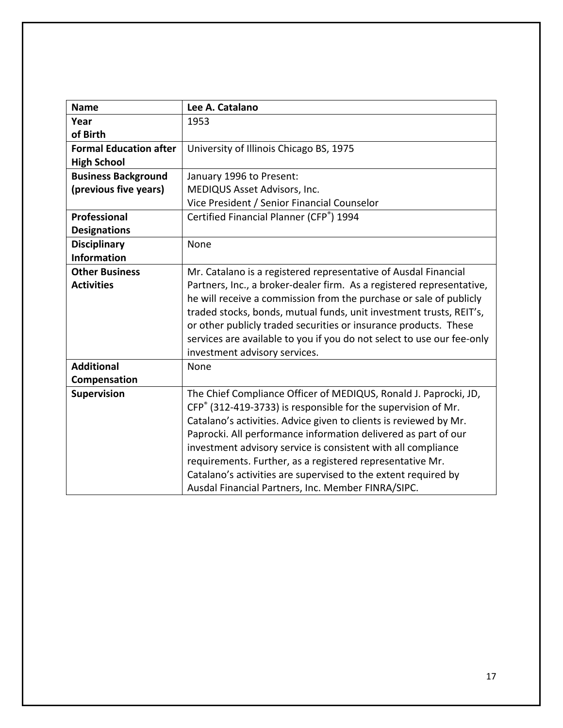| **Name** | **Lee A. Catalano** |
|---|---|
| **Year of Birth** | 1953 |
| **Formal Education after High School** | University of Illinois Chicago BS, 1975 |
| **Business Background (previous five years)** | January 1996 to Present:<br>MEDIQUS Asset Advisors, Inc.<br>Vice President / Senior Financial Counselor |
| **Professional Designations** | Certified Financial Planner (CFP®) 1994 |
| **Disciplinary Information** | None |
| **Other Business Activities** | Mr. Catalano is a registered representative of Ausdal Financial Partners, Inc., a broker-dealer firm. As a registered representative, he will receive a commission from the purchase or sale of publicly traded stocks, bonds, mutual funds, unit investment trusts, REIT's, or other publicly traded securities or insurance products. These services are available to you if you do not select to use our fee-only investment advisory services. |
| **Additional Compensation** | None |
| **Supervision** | The Chief Compliance Officer of MEDIQUS, Ronald J. Paprocki, JD, CFP® (312-419-3733) is responsible for the supervision of Mr. Catalano's activities. Advice given to clients is reviewed by Mr. Paprocki. All performance information delivered as part of our investment advisory service is consistent with all compliance requirements. Further, as a registered representative Mr. Catalano's activities are supervised to the extent required by Ausdal Financial Partners, Inc. Member FINRA/SIPC. |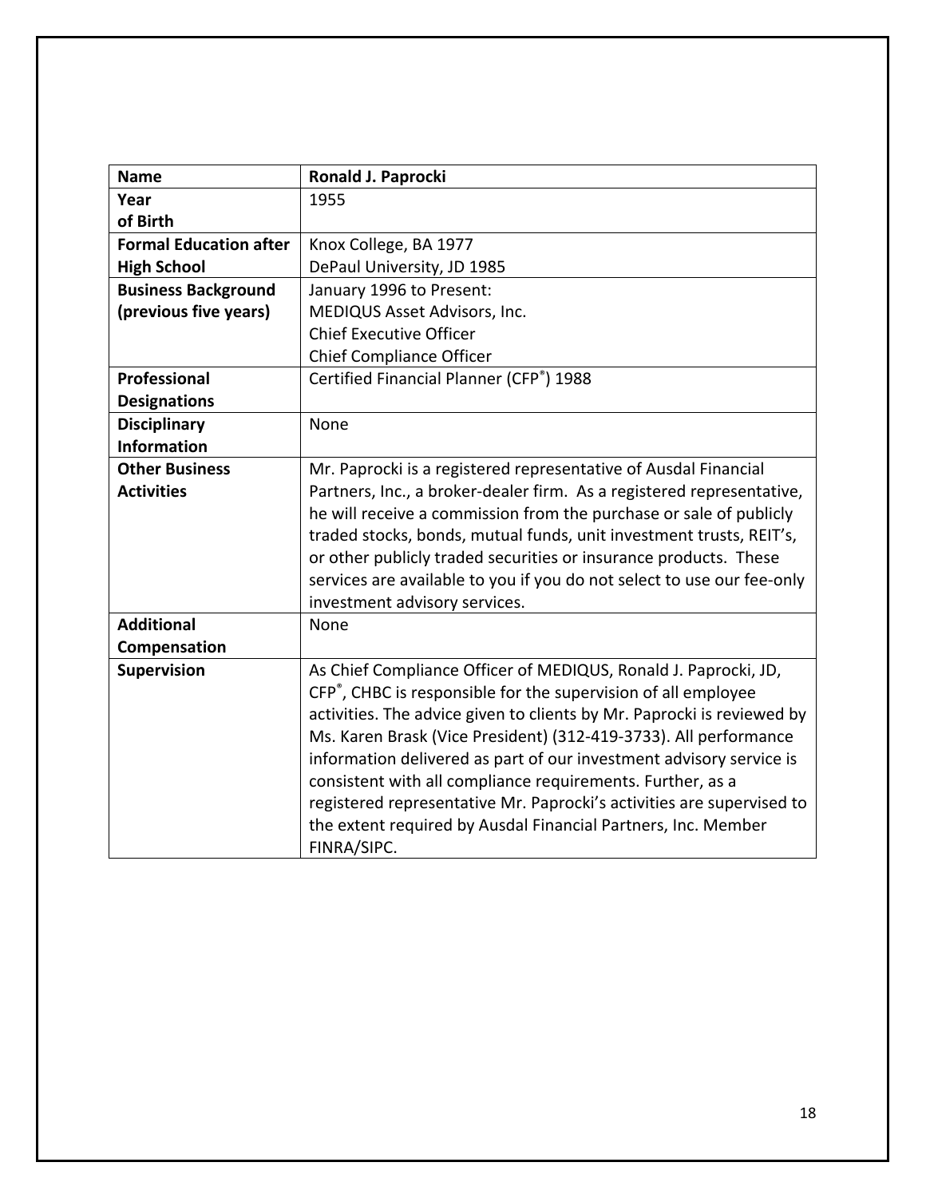| **Name** | **Ronald J. Paprocki** |
|---|---|
| **Year of Birth** | 1955 |
| **Formal Education after High School** | Knox College, BA 1977<br>DePaul University, JD 1985 |
| **Business Background (previous five years)** | January 1996 to Present:<br>MEDIQUS Asset Advisors, Inc.<br>Chief Executive Officer<br>Chief Compliance Officer |
| **Professional Designations** | Certified Financial Planner (CFP®) 1988 |
| **Disciplinary Information** | None |
| **Other Business Activities** | Mr. Paprocki is a registered representative of Ausdal Financial Partners, Inc., a broker-dealer firm. As a registered representative, he will receive a commission from the purchase or sale of publicly traded stocks, bonds, mutual funds, unit investment trusts, REIT's, or other publicly traded securities or insurance products. These services are available to you if you do not select to use our fee-only investment advisory services. |
| **Additional Compensation** | None |
| **Supervision** | As Chief Compliance Officer of MEDIQUS, Ronald J. Paprocki, JD, CFP®, CHBC is responsible for the supervision of all employee activities. The advice given to clients by Mr. Paprocki is reviewed by Ms. Karen Brask (Vice President) (312-419-3733). All performance information delivered as part of our investment advisory service is consistent with all compliance requirements. Further, as a registered representative Mr. Paprocki's activities are supervised to the extent required by Ausdal Financial Partners, Inc. Member FINRA/SIPC. |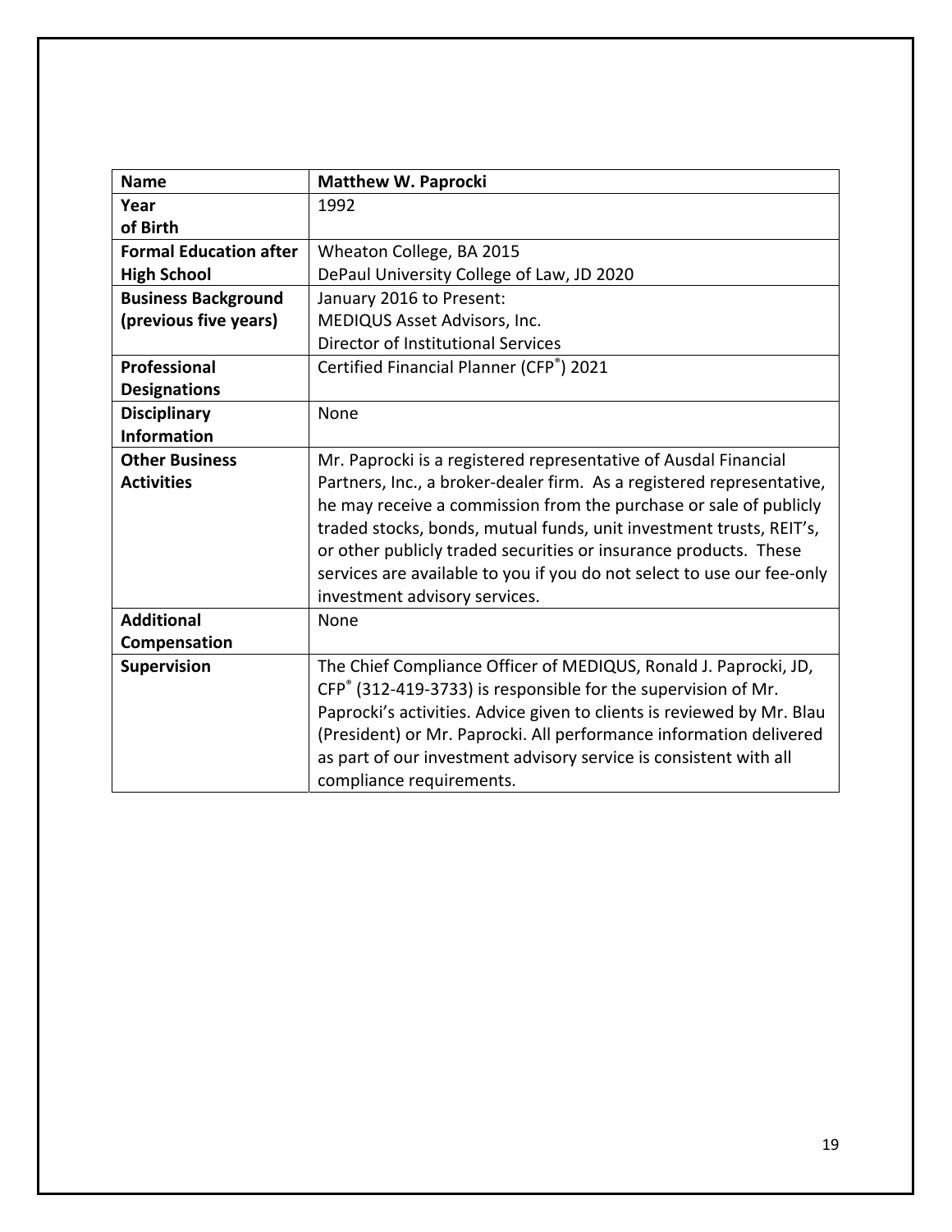| **Name** | **Matthew W. Paprocki** |
|---|---|
| **Year of Birth** | 1992 |
| **Formal Education after High School** | Wheaton College, BA 2015<br>DePaul University College of Law, JD 2020 |
| **Business Background (previous five years)** | January 2016 to Present:<br>MEDIQUS Asset Advisors, Inc.<br>Director of Institutional Services |
| **Professional Designations** | Certified Financial Planner (CFP®) 2021 |
| **Disciplinary Information** | None |
| **Other Business Activities** | Mr. Paprocki is a registered representative of Ausdal Financial Partners, Inc., a broker-dealer firm. As a registered representative, he may receive a commission from the purchase or sale of publicly traded stocks, bonds, mutual funds, unit investment trusts, REIT's, or other publicly traded securities or insurance products. These services are available to you if you do not select to use our fee-only investment advisory services. |
| **Additional Compensation** | None |
| **Supervision** | The Chief Compliance Officer of MEDIQUS, Ronald J. Paprocki, JD, CFP® (312-419-3733) is responsible for the supervision of Mr. Paprocki's activities. Advice given to clients is reviewed by Mr. Blau (President) or Mr. Paprocki. All performance information delivered as part of our investment advisory service is consistent with all compliance requirements. |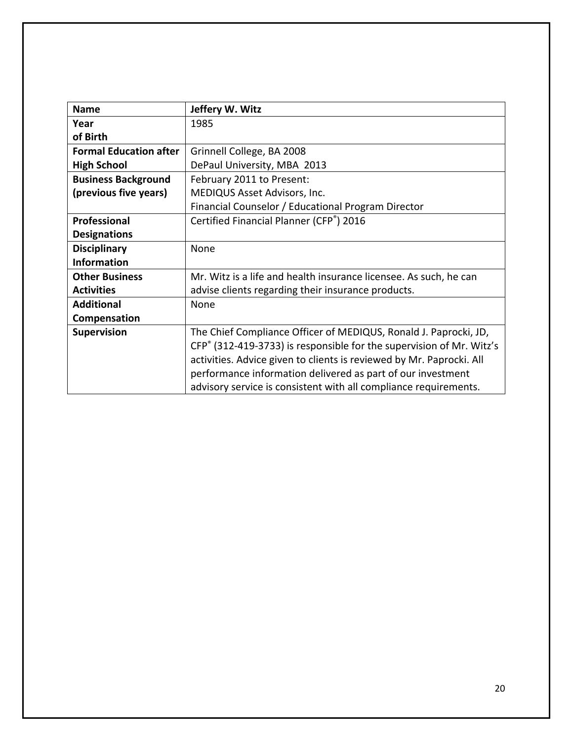| **Name** | **Jeffery W. Witz** |
|---|---|
| **Year of Birth** | 1985 |
| **Formal Education after High School** | Grinnell College, BA 2008<br>DePaul University, MBA 2013 |
| **Business Background (previous five years)** | February 2011 to Present:<br>MEDIQUS Asset Advisors, Inc.<br>Financial Counselor / Educational Program Director |
| **Professional Designations** | Certified Financial Planner (CFP®) 2016 |
| **Disciplinary Information** | None |
| **Other Business Activities** | Mr. Witz is a life and health insurance licensee. As such, he can advise clients regarding their insurance products. |
| **Additional Compensation** | None |
| **Supervision** | The Chief Compliance Officer of MEDIQUS, Ronald J. Paprocki, JD, CFP® (312-419-3733) is responsible for the supervision of Mr. Witz's activities. Advice given to clients is reviewed by Mr. Paprocki. All performance information delivered as part of our investment advisory service is consistent with all compliance requirements. |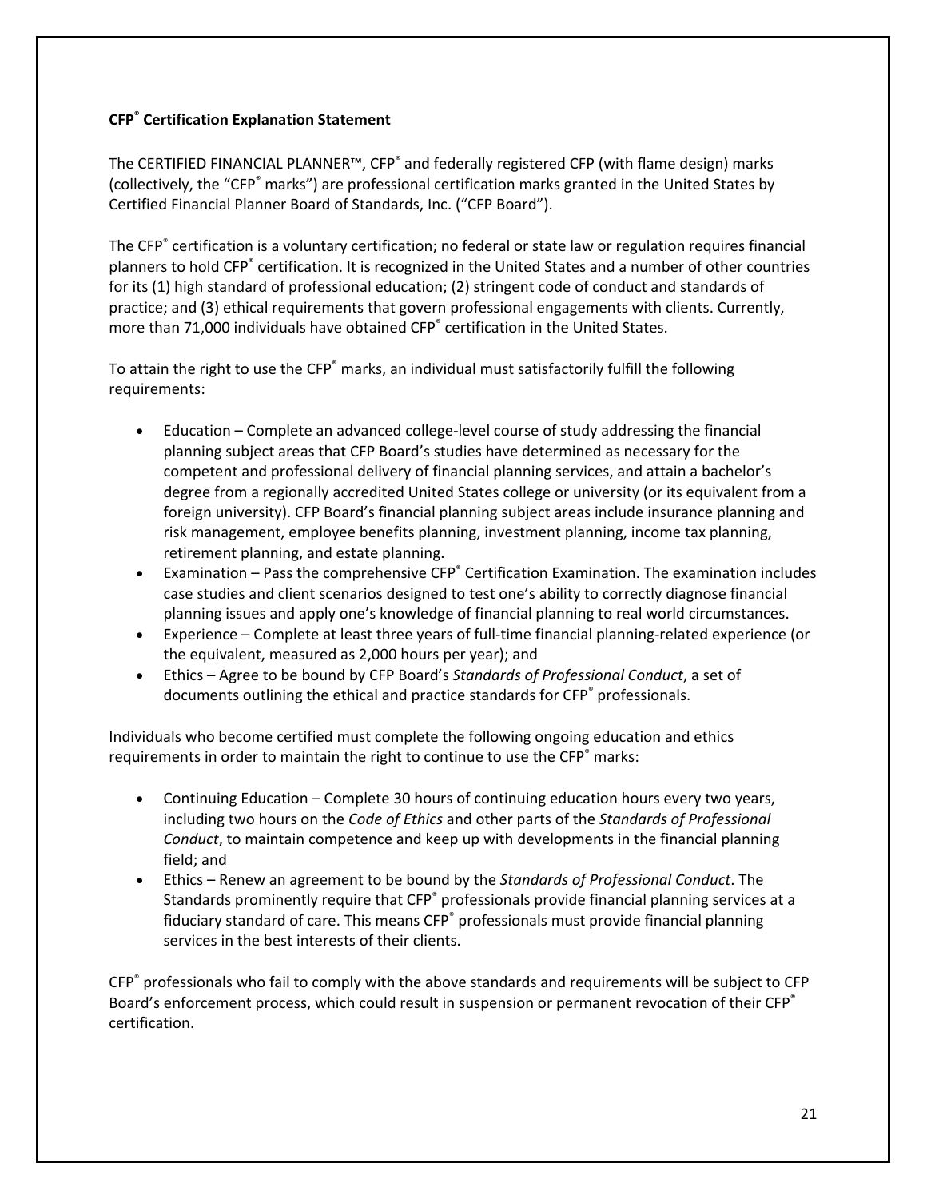**CFP® Certification Explanation Statement**

The CERTIFIED FINANCIAL PLANNER™, CFP® and federally registered CFP (with flame design) marks (collectively, the "CFP® marks") are professional certification marks granted in the United States by Certified Financial Planner Board of Standards, Inc. ("CFP Board").

The CFP® certification is a voluntary certification; no federal or state law or regulation requires financial planners to hold CFP® certification. It is recognized in the United States and a number of other countries for its (1) high standard of professional education; (2) stringent code of conduct and standards of practice; and (3) ethical requirements that govern professional engagements with clients. Currently, more than 71,000 individuals have obtained CFP® certification in the United States.

To attain the right to use the CFP® marks, an individual must satisfactorily fulfill the following requirements:

- Education – Complete an advanced college-level course of study addressing the financial planning subject areas that CFP Board's studies have determined as necessary for the competent and professional delivery of financial planning services, and attain a bachelor's degree from a regionally accredited United States college or university (or its equivalent from a foreign university). CFP Board's financial planning subject areas include insurance planning and risk management, employee benefits planning, investment planning, income tax planning, retirement planning, and estate planning.
- Examination – Pass the comprehensive CFP® Certification Examination. The examination includes case studies and client scenarios designed to test one's ability to correctly diagnose financial planning issues and apply one's knowledge of financial planning to real world circumstances.
- Experience – Complete at least three years of full-time financial planning-related experience (or the equivalent, measured as 2,000 hours per year); and
- Ethics – Agree to be bound by CFP Board's *Standards of Professional Conduct*, a set of documents outlining the ethical and practice standards for CFP® professionals.

Individuals who become certified must complete the following ongoing education and ethics requirements in order to maintain the right to continue to use the CFP® marks:

- Continuing Education – Complete 30 hours of continuing education hours every two years, including two hours on the *Code of Ethics* and other parts of the *Standards of Professional Conduct*, to maintain competence and keep up with developments in the financial planning field; and
- Ethics – Renew an agreement to be bound by the *Standards of Professional Conduct*. The Standards prominently require that CFP® professionals provide financial planning services at a fiduciary standard of care. This means CFP® professionals must provide financial planning services in the best interests of their clients.

CFP® professionals who fail to comply with the above standards and requirements will be subject to CFP Board's enforcement process, which could result in suspension or permanent revocation of their CFP® certification.